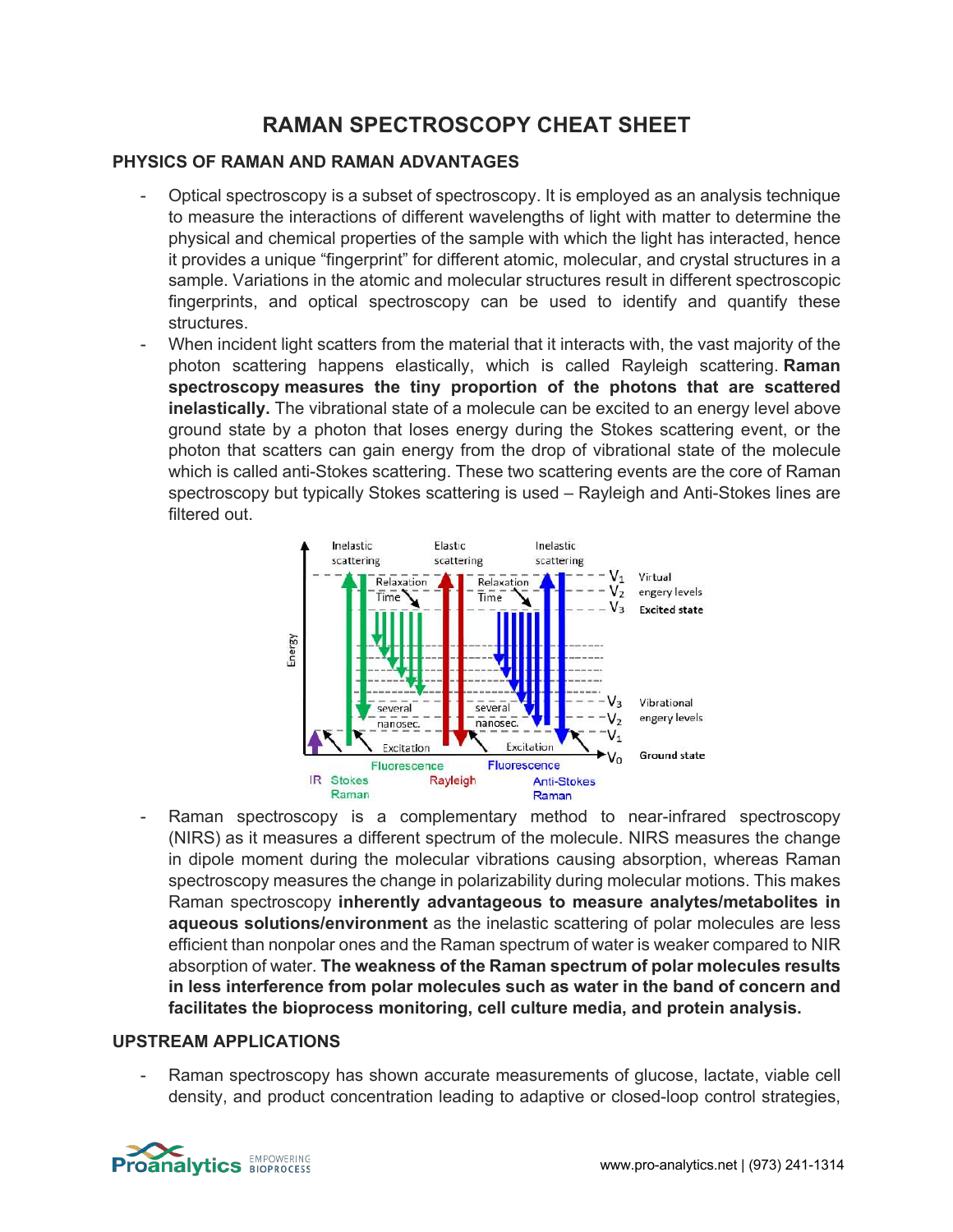# RAMAN SPECTROSCOPY CHEAT SHEET

## PHYSICS OF RAMAN AND RAMAN ADVANTAGES

- Optical spectroscopy is a subset of spectroscopy. It is employed as an analysis technique to measure the interactions of different wavelengths of light with matter to determine the physical and chemical properties of the sample with which the light has interacted, hence it provides a unique "fingerprint" for different atomic, molecular, and crystal structures in a sample. Variations in the atomic and molecular structures result in different spectroscopic fingerprints, and optical spectroscopy can be used to identify and quantify these structures.
- When incident light scatters from the material that it interacts with, the vast majority of the photon scattering happens elastically, which is called Rayleigh scattering. **Raman spectroscopy measures the tiny proportion of the photons that are scattered inelastically.** The vibrational state of a molecule can be excited to an energy level above ground state by a photon that loses energy during the Stokes scattering event, or the photon that scatters can gain energy from the drop of vibrational state of the molecule which is called anti-Stokes scattering. These two scattering events are the core of Raman spectroscopy but typically Stokes scattering is used – Rayleigh and Anti-Stokes lines are filtered out.

- Raman spectroscopy is a complementary method to near-infrared spectroscopy (NIRS) as it measures a different spectrum of the molecule. NIRS measures the change in dipole moment during the molecular vibrations causing absorption, whereas Raman spectroscopy measures the change in polarizability during molecular motions. This makes Raman spectroscopy **inherently advantageous to measure analytes/metabolites in aqueous solutions/environment** as the inelastic scattering of polar molecules are less efficient than nonpolar ones and the Raman spectrum of water is weaker compared to NIR absorption of water. **The weakness of the Raman spectrum of polar molecules results in less interference from polar molecules such as water in the band of concern and facilitates the bioprocess monitoring, cell culture media, and protein analysis.**

## UPSTREAM APPLICATIONS

- Raman spectroscopy has shown accurate measurements of glucose, lactate, viable cell density, and product concentration leading to adaptive or closed-loop control strategies,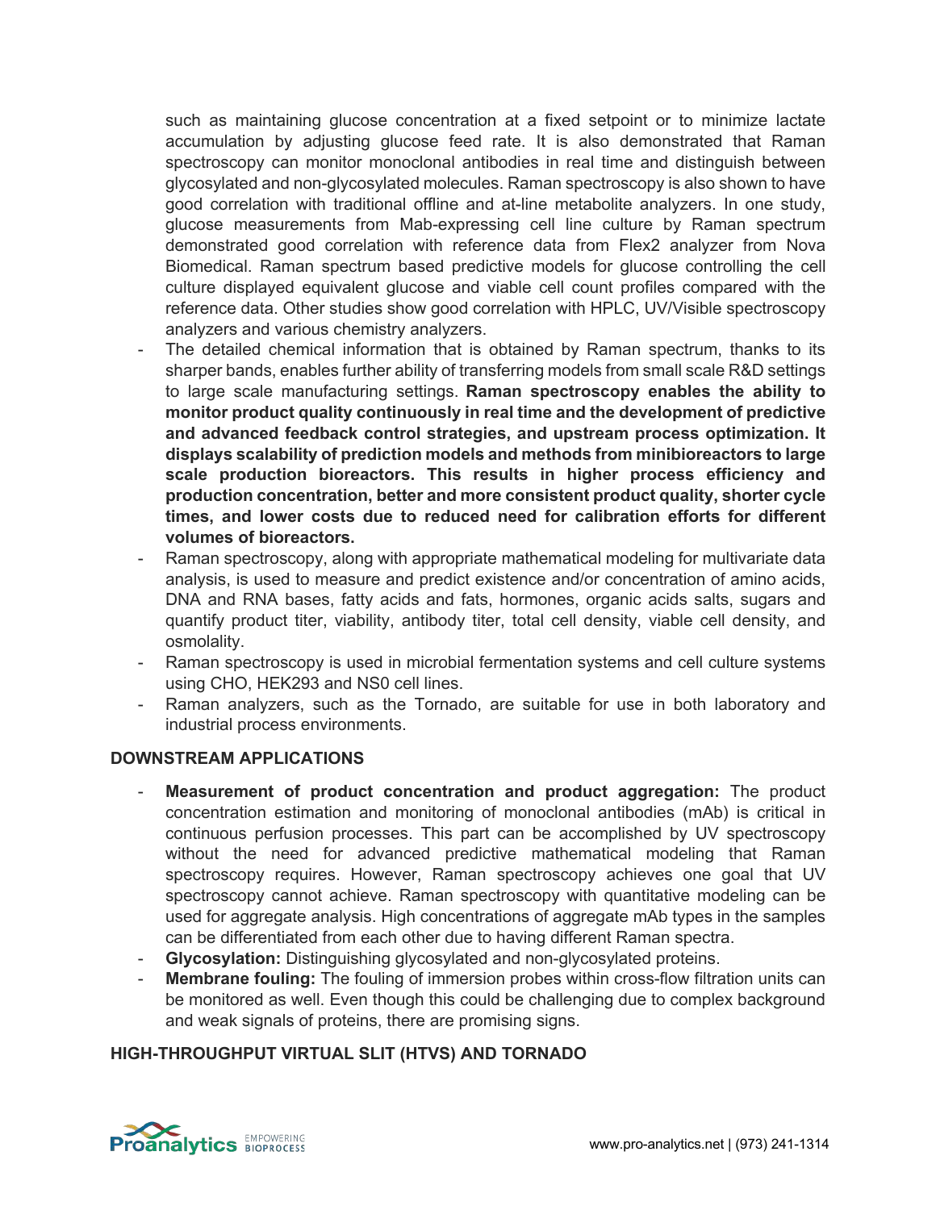such as maintaining glucose concentration at a fixed setpoint or to minimize lactate accumulation by adjusting glucose feed rate. It is also demonstrated that Raman spectroscopy can monitor monoclonal antibodies in real time and distinguish between glycosylated and non-glycosylated molecules. Raman spectroscopy is also shown to have good correlation with traditional offline and at-line metabolite analyzers. In one study, glucose measurements from Mab-expressing cell line culture by Raman spectrum demonstrated good correlation with reference data from Flex2 analyzer from Nova Biomedical. Raman spectrum based predictive models for glucose controlling the cell culture displayed equivalent glucose and viable cell count profiles compared with the reference data. Other studies show good correlation with HPLC, UV/Visible spectroscopy analyzers and various chemistry analyzers.

- The detailed chemical information that is obtained by Raman spectrum, thanks to its sharper bands, enables further ability of transferring models from small scale R&D settings to large scale manufacturing settings. **Raman spectroscopy enables the ability to monitor product quality continuously in real time and the development of predictive and advanced feedback control strategies, and upstream process optimization. It displays scalability of prediction models and methods from minibioreactors to large scale production bioreactors. This results in higher process efficiency and production concentration, better and more consistent product quality, shorter cycle times, and lower costs due to reduced need for calibration efforts for different volumes of bioreactors.**
- Raman spectroscopy, along with appropriate mathematical modeling for multivariate data analysis, is used to measure and predict existence and/or concentration of amino acids, DNA and RNA bases, fatty acids and fats, hormones, organic acids salts, sugars and quantify product titer, viability, antibody titer, total cell density, viable cell density, and osmolality.
- Raman spectroscopy is used in microbial fermentation systems and cell culture systems using CHO, HEK293 and NS0 cell lines.
- Raman analyzers, such as the Tornado, are suitable for use in both laboratory and industrial process environments.

## DOWNSTREAM APPLICATIONS

- **Measurement of product concentration and product aggregation:** The product concentration estimation and monitoring of monoclonal antibodies (mAb) is critical in continuous perfusion processes. This part can be accomplished by UV spectroscopy without the need for advanced predictive mathematical modeling that Raman spectroscopy requires. However, Raman spectroscopy achieves one goal that UV spectroscopy cannot achieve. Raman spectroscopy with quantitative modeling can be used for aggregate analysis. High concentrations of aggregate mAb types in the samples can be differentiated from each other due to having different Raman spectra.
- **Glycosylation:** Distinguishing glycosylated and non-glycosylated proteins.
- **Membrane fouling:** The fouling of immersion probes within cross-flow filtration units can be monitored as well. Even though this could be challenging due to complex background and weak signals of proteins, there are promising signs.

## HIGH-THROUGHPUT VIRTUAL SLIT (HTVS) AND TORNADO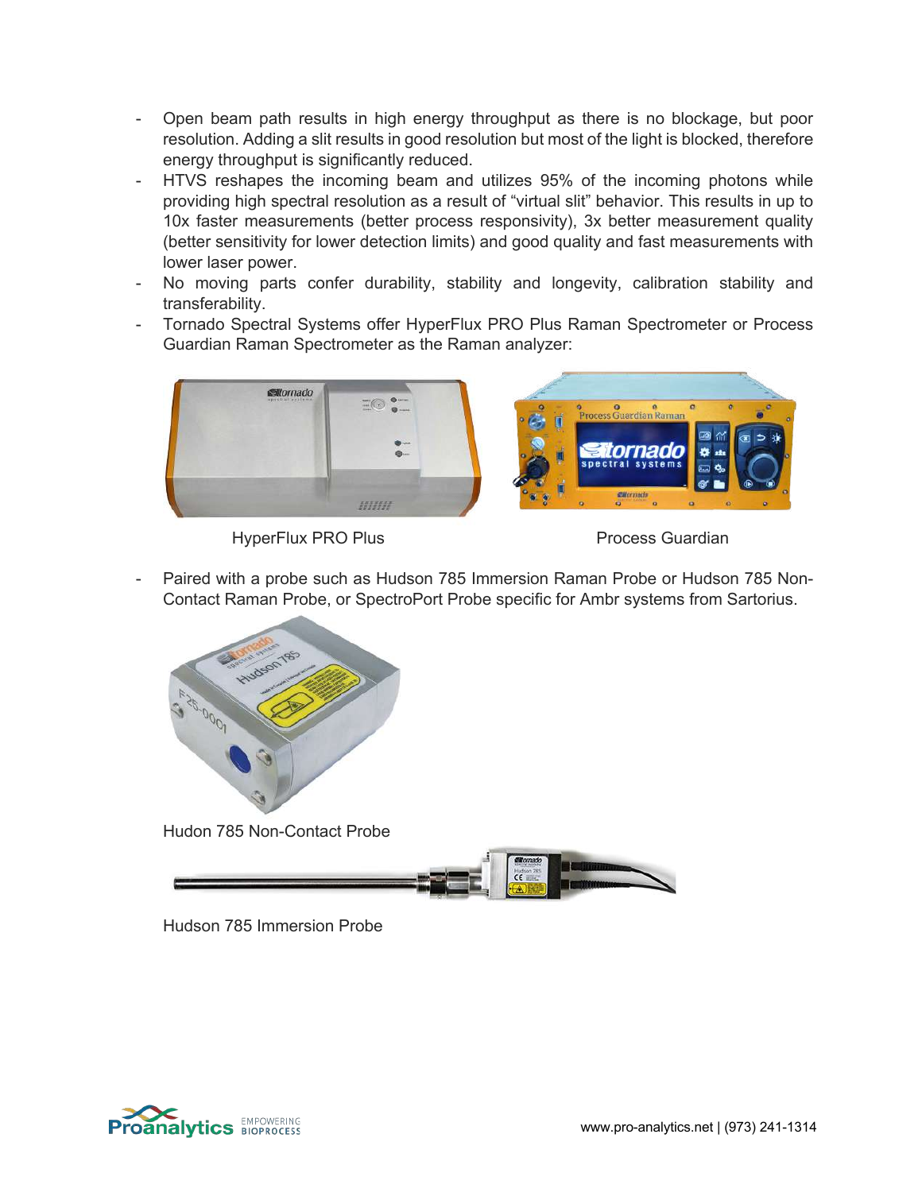- Open beam path results in high energy throughput as there is no blockage, but poor resolution. Adding a slit results in good resolution but most of the light is blocked, therefore energy throughput is significantly reduced.
- HTVS reshapes the incoming beam and utilizes 95% of the incoming photons while providing high spectral resolution as a result of "virtual slit" behavior. This results in up to 10x faster measurements (better process responsivity), 3x better measurement quality (better sensitivity for lower detection limits) and good quality and fast measurements with lower laser power.
- No moving parts confer durability, stability and longevity, calibration stability and transferability.
- Tornado Spectral Systems offer HyperFlux PRO Plus Raman Spectrometer or Process Guardian Raman Spectrometer as the Raman analyzer:

HyperFlux PRO Plus

Process Guardian

- Paired with a probe such as Hudson 785 Immersion Raman Probe or Hudson 785 Non-Contact Raman Probe, or SpectroPort Probe specific for Ambr systems from Sartorius.

Hudon 785 Non-Contact Probe

Hudson 785 Immersion Probe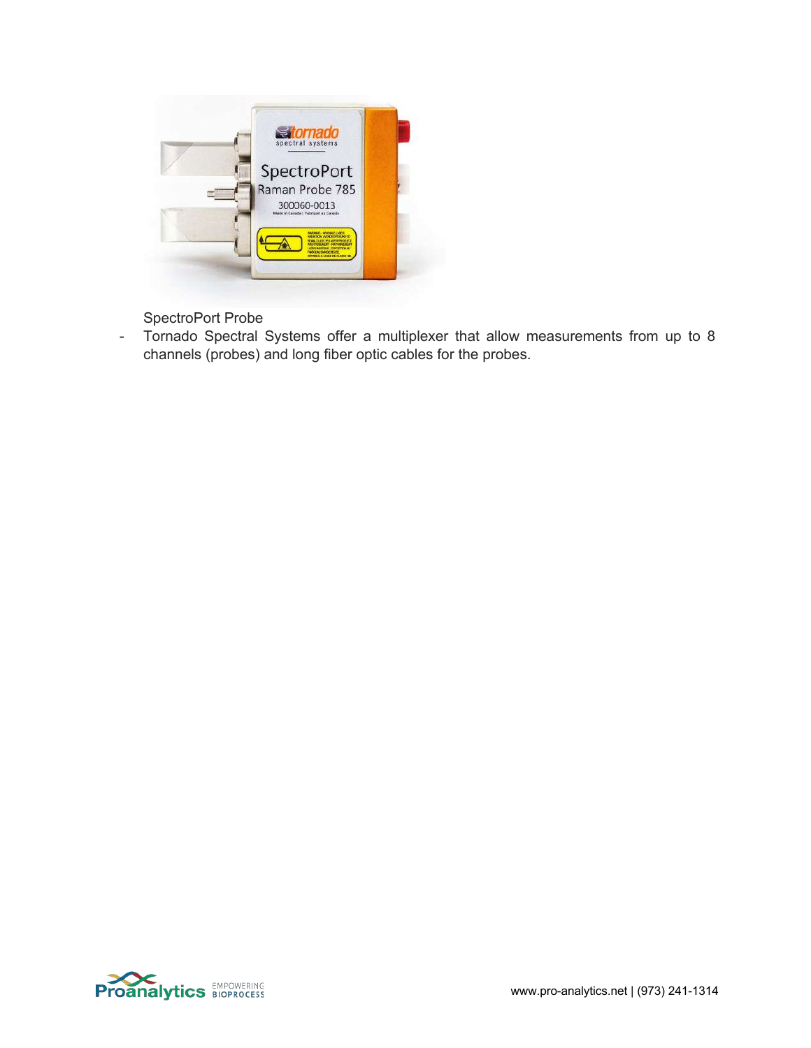SpectroPort Probe

- Tornado Spectral Systems offer a multiplexer that allow measurements from up to 8 channels (probes) and long fiber optic cables for the probes.